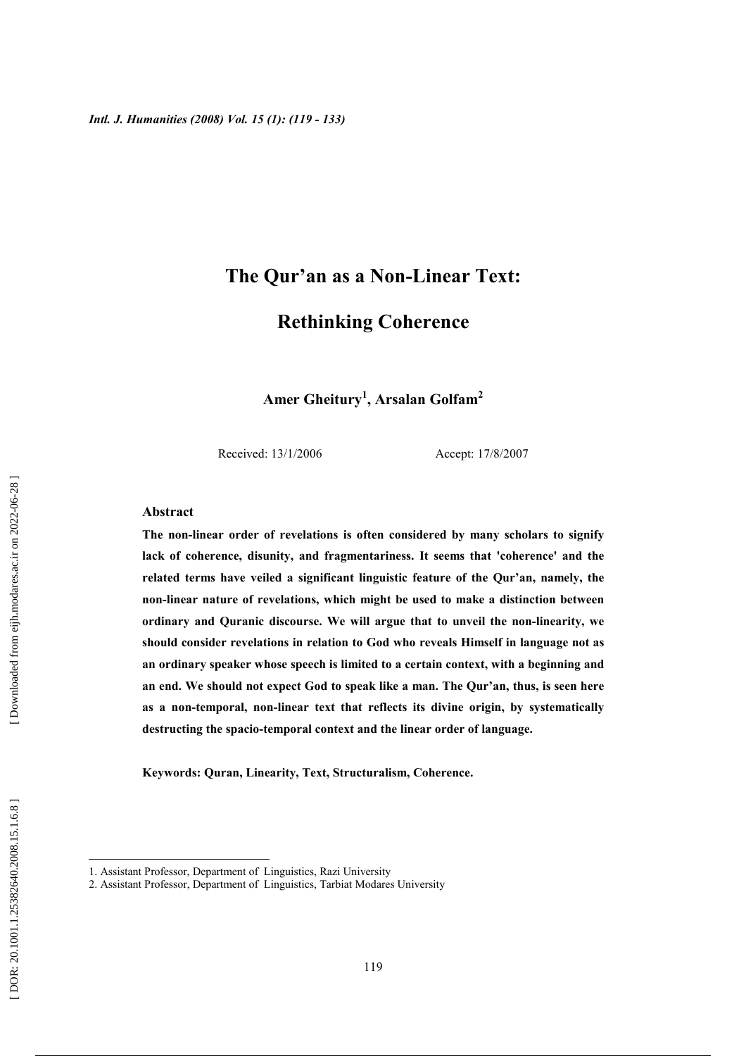# The Qur'an as a Non-Linear Text:

# Rethinking Coherence

**Amer Gheitury[1], Arsalan Golfam[2]**

Received: 13/1/2006 Accept: 17/8/2007

## Abstract

**The non-linear order of revelations is often considered by many scholars to signify lack of coherence, disunity, and fragmentariness. It seems that 'coherence' and the related terms have veiled a significant linguistic feature of the Qur'an, namely, the non-linear nature of revelations, which might be used to make a distinction between ordinary and Quranic discourse. We will argue that to unveil the non-linearity, we should consider revelations in relation to God who reveals Himself in language not as an ordinary speaker whose speech is limited to a certain context, with a beginning and an end. We should not expect God to speak like a man. The Qur'an, thus, is seen here as a non-temporal, non-linear text that reflects its divine origin, by systematically destructing the spacio-temporal context and the linear order of language.**

**Keywords: Quran, Linearity, Text, Structuralism, Coherence.**

---

1. Assistant Professor, Department of Linguistics, Razi University
2. Assistant Professor, Department of Linguistics, Tarbiat Modares University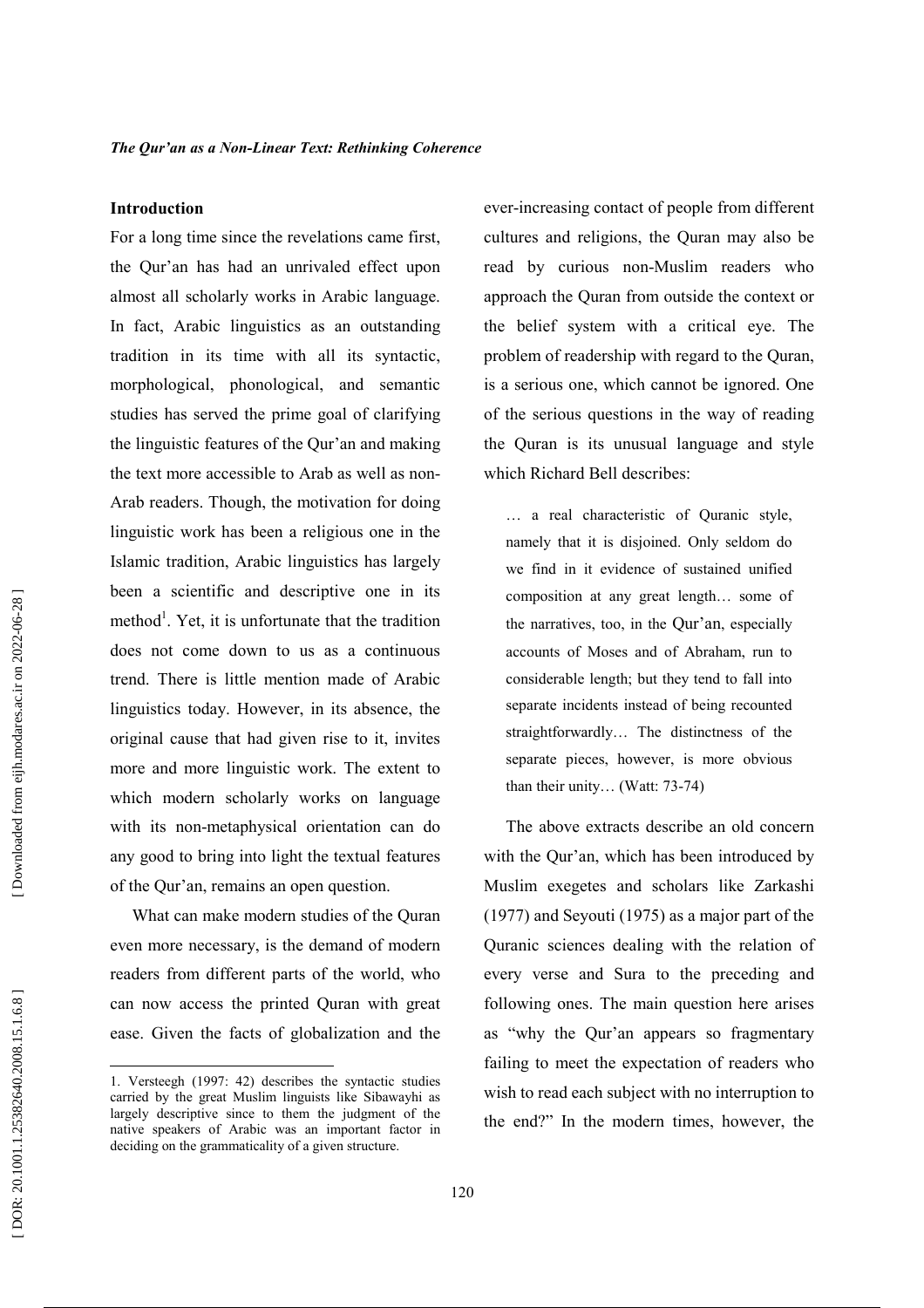## Introduction

For a long time since the revelations came first, the Qur'an has had an unrivaled effect upon almost all scholarly works in Arabic language. In fact, Arabic linguistics as an outstanding tradition in its time with all its syntactic, morphological, phonological, and semantic studies has served the prime goal of clarifying the linguistic features of the Qur'an and making the text more accessible to Arab as well as non-Arab readers. Though, the motivation for doing linguistic work has been a religious one in the Islamic tradition, Arabic linguistics has largely been a scientific and descriptive one in its method[1]. Yet, it is unfortunate that the tradition does not come down to us as a continuous trend. There is little mention made of Arabic linguistics today. However, in its absence, the original cause that had given rise to it, invites more and more linguistic work. The extent to which modern scholarly works on language with its non-metaphysical orientation can do any good to bring into light the textual features of the Qur'an, remains an open question.

What can make modern studies of the Quran even more necessary, is the demand of modern readers from different parts of the world, who can now access the printed Quran with great ease. Given the facts of globalization and the ever-increasing contact of people from different cultures and religions, the Quran may also be read by curious non-Muslim readers who approach the Quran from outside the context or the belief system with a critical eye. The problem of readership with regard to the Quran, is a serious one, which cannot be ignored. One of the serious questions in the way of reading the Quran is its unusual language and style which Richard Bell describes:

> … a real characteristic of Quranic style, namely that it is disjoined. Only seldom do we find in it evidence of sustained unified composition at any great length… some of the narratives, too, in the Qur'an, especially accounts of Moses and of Abraham, run to considerable length; but they tend to fall into separate incidents instead of being recounted straightforwardly… The distinctness of the separate pieces, however, is more obvious than their unity… (Watt: 73-74)

The above extracts describe an old concern with the Qur'an, which has been introduced by Muslim exegetes and scholars like Zarkashi (1977) and Seyouti (1975) as a major part of the Quranic sciences dealing with the relation of every verse and Sura to the preceding and following ones. The main question here arises as "why the Qur'an appears so fragmentary failing to meet the expectation of readers who wish to read each subject with no interruption to the end?" In the modern times, however, the

---

1. Versteegh (1997: 42) describes the syntactic studies carried by the great Muslim linguists like Sibawayhi as largely descriptive since to them the judgment of the native speakers of Arabic was an important factor in deciding on the grammaticality of a given structure.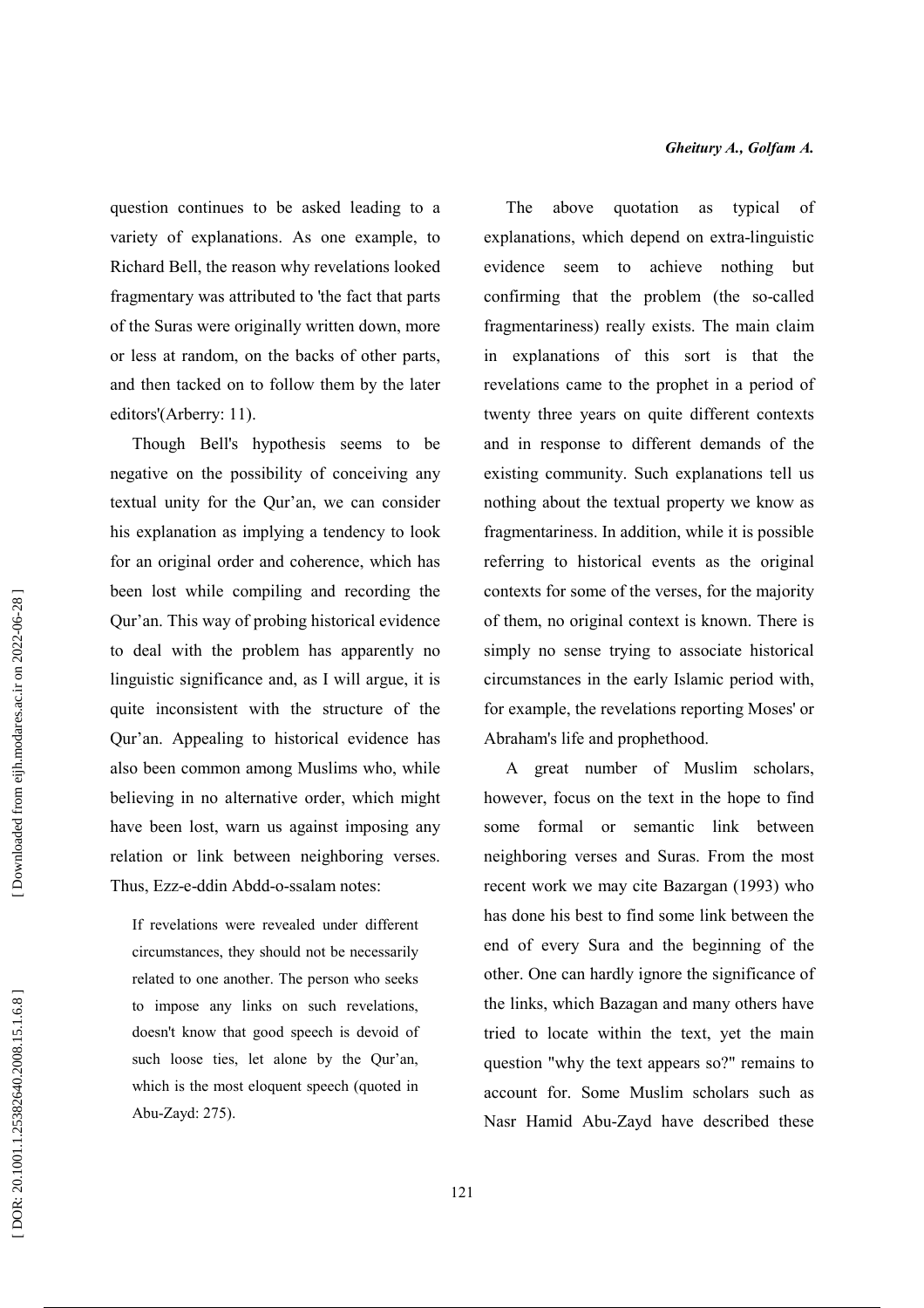question continues to be asked leading to a variety of explanations. As one example, to Richard Bell, the reason why revelations looked fragmentary was attributed to 'the fact that parts of the Suras were originally written down, more or less at random, on the backs of other parts, and then tacked on to follow them by the later editors'(Arberry: 11).

Though Bell's hypothesis seems to be negative on the possibility of conceiving any textual unity for the Qur'an, we can consider his explanation as implying a tendency to look for an original order and coherence, which has been lost while compiling and recording the Qur'an. This way of probing historical evidence to deal with the problem has apparently no linguistic significance and, as I will argue, it is quite inconsistent with the structure of the Qur'an. Appealing to historical evidence has also been common among Muslims who, while believing in no alternative order, which might have been lost, warn us against imposing any relation or link between neighboring verses. Thus, Ezz-e-ddin Abdd-o-ssalam notes:

> If revelations were revealed under different circumstances, they should not be necessarily related to one another. The person who seeks to impose any links on such revelations, doesn't know that good speech is devoid of such loose ties, let alone by the Qur'an, which is the most eloquent speech (quoted in Abu-Zayd: 275).

The above quotation as typical of explanations, which depend on extra-linguistic evidence seem to achieve nothing but confirming that the problem (the so-called fragmentariness) really exists. The main claim in explanations of this sort is that the revelations came to the prophet in a period of twenty three years on quite different contexts and in response to different demands of the existing community. Such explanations tell us nothing about the textual property we know as fragmentariness. In addition, while it is possible referring to historical events as the original contexts for some of the verses, for the majority of them, no original context is known. There is simply no sense trying to associate historical circumstances in the early Islamic period with, for example, the revelations reporting Moses' or Abraham's life and prophethood.

A great number of Muslim scholars, however, focus on the text in the hope to find some formal or semantic link between neighboring verses and Suras. From the most recent work we may cite Bazargan (1993) who has done his best to find some link between the end of every Sura and the beginning of the other. One can hardly ignore the significance of the links, which Bazagan and many others have tried to locate within the text, yet the main question "why the text appears so?" remains to account for. Some Muslim scholars such as Nasr Hamid Abu-Zayd have described these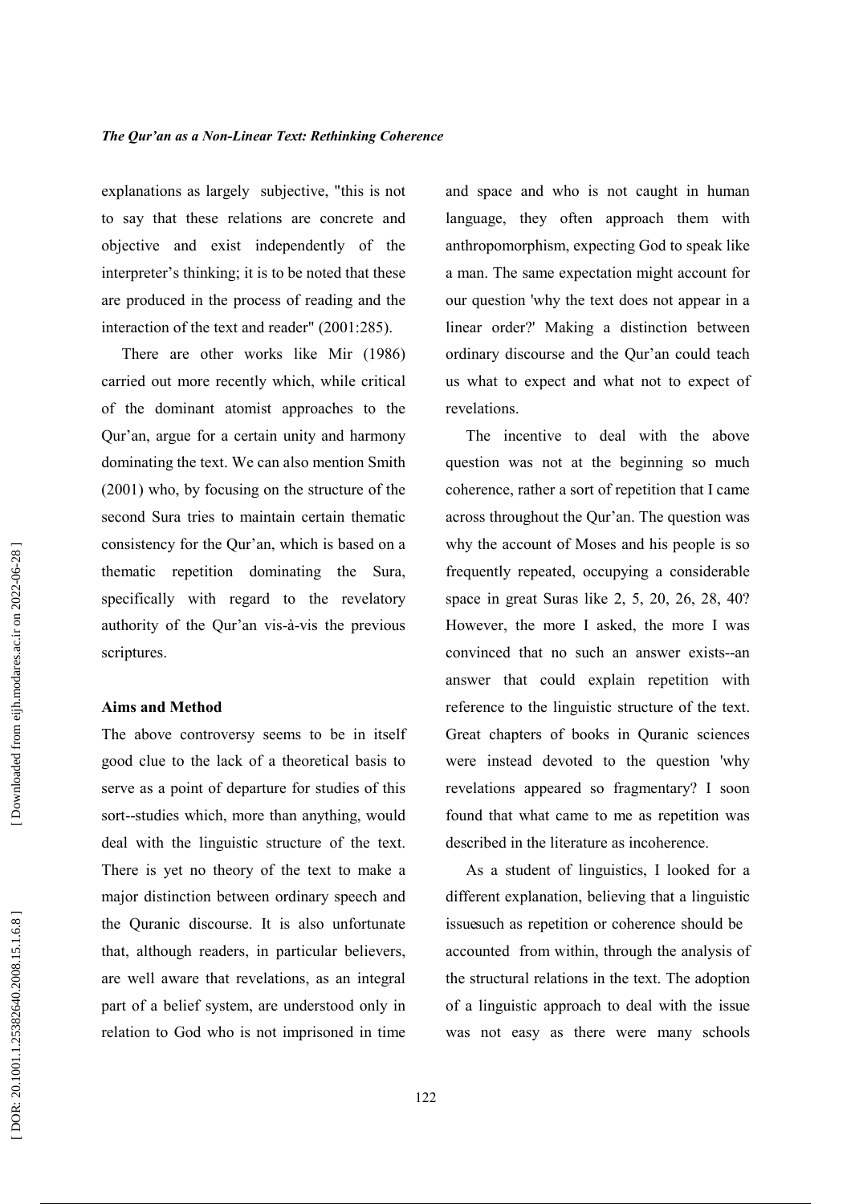explanations as largely subjective, "this is not to say that these relations are concrete and objective and exist independently of the interpreter's thinking; it is to be noted that these are produced in the process of reading and the interaction of the text and reader" (2001:285).

There are other works like Mir (1986) carried out more recently which, while critical of the dominant atomist approaches to the Qur'an, argue for a certain unity and harmony dominating the text. We can also mention Smith (2001) who, by focusing on the structure of the second Sura tries to maintain certain thematic consistency for the Qur'an, which is based on a thematic repetition dominating the Sura, specifically with regard to the revelatory authority of the Qur'an vis-à-vis the previous scriptures.

## Aims and Method

The above controversy seems to be in itself good clue to the lack of a theoretical basis to serve as a point of departure for studies of this sort--studies which, more than anything, would deal with the linguistic structure of the text. There is yet no theory of the text to make a major distinction between ordinary speech and the Quranic discourse. It is also unfortunate that, although readers, in particular believers, are well aware that revelations, as an integral part of a belief system, are understood only in relation to God who is not imprisoned in time and space and who is not caught in human language, they often approach them with anthropomorphism, expecting God to speak like a man. The same expectation might account for our question 'why the text does not appear in a linear order?' Making a distinction between ordinary discourse and the Qur'an could teach us what to expect and what not to expect of revelations.

The incentive to deal with the above question was not at the beginning so much coherence, rather a sort of repetition that I came across throughout the Qur'an. The question was why the account of Moses and his people is so frequently repeated, occupying a considerable space in great Suras like 2, 5, 20, 26, 28, 40? However, the more I asked, the more I was convinced that no such an answer exists--an answer that could explain repetition with reference to the linguistic structure of the text. Great chapters of books in Quranic sciences were instead devoted to the question 'why revelations appeared so fragmentary? I soon found that what came to me as repetition was described in the literature as incoherence.

As a student of linguistics, I looked for a different explanation, believing that a linguistic issuesuch as repetition or coherence should be accounted from within, through the analysis of the structural relations in the text. The adoption of a linguistic approach to deal with the issue was not easy as there were many schools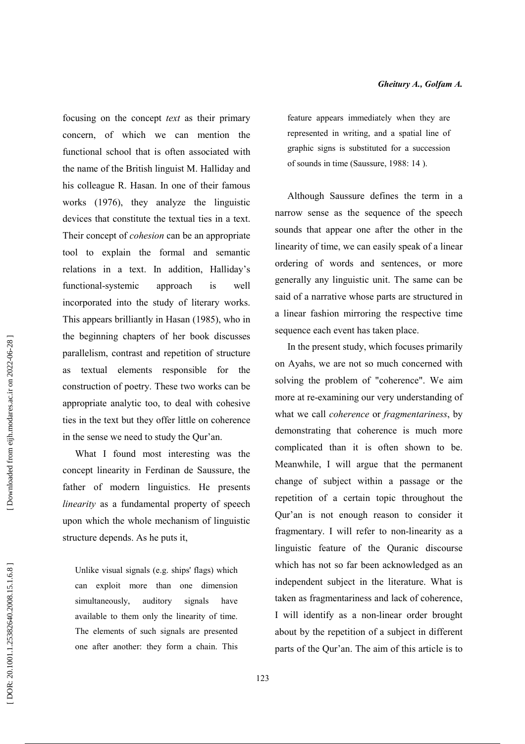focusing on the concept *text* as their primary concern, of which we can mention the functional school that is often associated with the name of the British linguist M. Halliday and his colleague R. Hasan. In one of their famous works (1976), they analyze the linguistic devices that constitute the textual ties in a text. Their concept of *cohesion* can be an appropriate tool to explain the formal and semantic relations in a text. In addition, Halliday's functional-systemic approach is well incorporated into the study of literary works. This appears brilliantly in Hasan (1985), who in the beginning chapters of her book discusses parallelism, contrast and repetition of structure as textual elements responsible for the construction of poetry. These two works can be appropriate analytic too, to deal with cohesive ties in the text but they offer little on coherence in the sense we need to study the Qur'an.

What I found most interesting was the concept linearity in Ferdinan de Saussure, the father of modern linguistics. He presents *linearity* as a fundamental property of speech upon which the whole mechanism of linguistic structure depends. As he puts it,

> Unlike visual signals (e.g. ships' flags) which can exploit more than one dimension simultaneously, auditory signals have available to them only the linearity of time. The elements of such signals are presented one after another: they form a chain. This feature appears immediately when they are represented in writing, and a spatial line of graphic signs is substituted for a succession of sounds in time (Saussure, 1988: 14 ).

Although Saussure defines the term in a narrow sense as the sequence of the speech sounds that appear one after the other in the linearity of time, we can easily speak of a linear ordering of words and sentences, or more generally any linguistic unit. The same can be said of a narrative whose parts are structured in a linear fashion mirroring the respective time sequence each event has taken place.

In the present study, which focuses primarily on Ayahs, we are not so much concerned with solving the problem of "coherence". We aim more at re-examining our very understanding of what we call *coherence* or *fragmentariness*, by demonstrating that coherence is much more complicated than it is often shown to be. Meanwhile, I will argue that the permanent change of subject within a passage or the repetition of a certain topic throughout the Qur'an is not enough reason to consider it fragmentary. I will refer to non-linearity as a linguistic feature of the Quranic discourse which has not so far been acknowledged as an independent subject in the literature. What is taken as fragmentariness and lack of coherence, I will identify as a non-linear order brought about by the repetition of a subject in different parts of the Qur'an. The aim of this article is to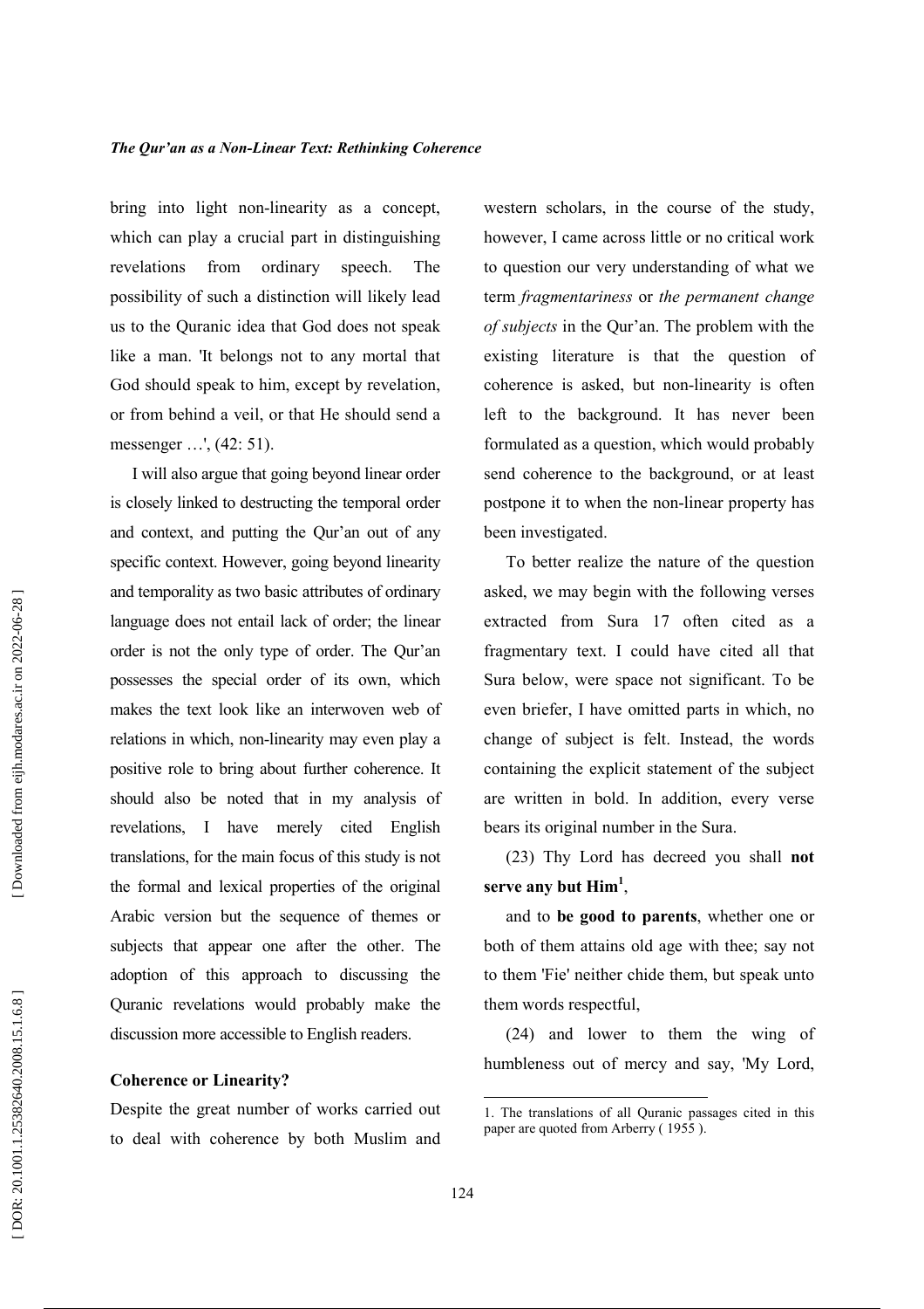bring into light non-linearity as a concept, which can play a crucial part in distinguishing revelations from ordinary speech. The possibility of such a distinction will likely lead us to the Quranic idea that God does not speak like a man. 'It belongs not to any mortal that God should speak to him, except by revelation, or from behind a veil, or that He should send a messenger …', (42: 51).

I will also argue that going beyond linear order is closely linked to destructing the temporal order and context, and putting the Qur'an out of any specific context. However, going beyond linearity and temporality as two basic attributes of ordinary language does not entail lack of order; the linear order is not the only type of order. The Qur'an possesses the special order of its own, which makes the text look like an interwoven web of relations in which, non-linearity may even play a positive role to bring about further coherence. It should also be noted that in my analysis of revelations, I have merely cited English translations, for the main focus of this study is not the formal and lexical properties of the original Arabic version but the sequence of themes or subjects that appear one after the other. The adoption of this approach to discussing the Quranic revelations would probably make the discussion more accessible to English readers.

## Coherence or Linearity?

Despite the great number of works carried out to deal with coherence by both Muslim and western scholars, in the course of the study, however, I came across little or no critical work to question our very understanding of what we term *fragmentariness* or *the permanent change of subjects* in the Qur'an. The problem with the existing literature is that the question of coherence is asked, but non-linearity is often left to the background. It has never been formulated as a question, which would probably send coherence to the background, or at least postpone it to when the non-linear property has been investigated.

To better realize the nature of the question asked, we may begin with the following verses extracted from Sura 17 often cited as a fragmentary text. I could have cited all that Sura below, were space not significant. To be even briefer, I have omitted parts in which, no change of subject is felt. Instead, the words containing the explicit statement of the subject are written in bold. In addition, every verse bears its original number in the Sura.

(23) Thy Lord has decreed you shall **not serve any but Him**[1],

and to **be good to parents**, whether one or both of them attains old age with thee; say not to them 'Fie' neither chide them, but speak unto them words respectful,

(24) and lower to them the wing of humbleness out of mercy and say, 'My Lord,

1. The translations of all Quranic passages cited in this paper are quoted from Arberry ( 1955 ).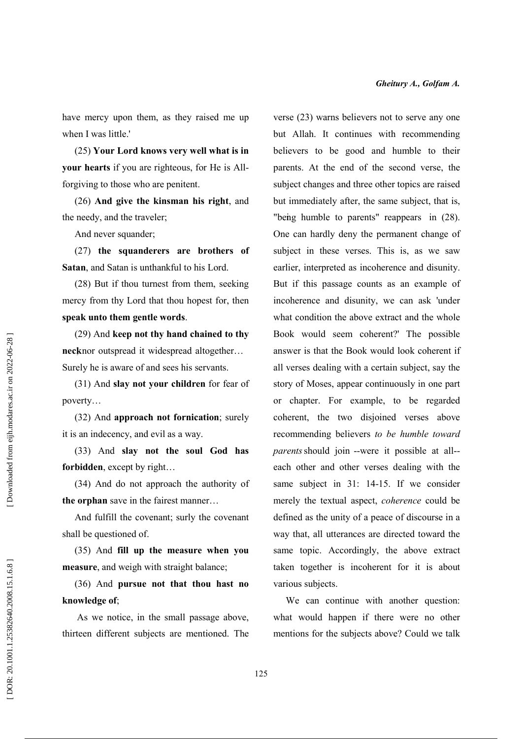have mercy upon them, as they raised me up when I was little.'

(25) **Your Lord knows very well what is in your hearts** if you are righteous, for He is All-forgiving to those who are penitent.

(26) **And give the kinsman his right**, and the needy, and the traveler;

And never squander;

(27) **the squanderers are brothers of Satan**, and Satan is unthankful to his Lord.

(28) But if thou turnest from them, seeking mercy from thy Lord that thou hopest for, then **speak unto them gentle words**.

(29) And **keep not thy hand chained to thy neck** nor outspread it widespread altogether… Surely he is aware of and sees his servants.

(31) And **slay not your children** for fear of poverty…

(32) And **approach not fornication**; surely it is an indecency, and evil as a way.

(33) And **slay not the soul God has forbidden**, except by right…

(34) And do not approach the authority of **the orphan** save in the fairest manner…

And fulfill the covenant; surly the covenant shall be questioned of.

(35) And **fill up the measure when you measure**, and weigh with straight balance;

(36) And **pursue not that thou hast no knowledge of**;

As we notice, in the small passage above, thirteen different subjects are mentioned. The verse (23) warns believers not to serve any one but Allah. It continues with recommending believers to be good and humble to their parents. At the end of the second verse, the subject changes and three other topics are raised but immediately after, the same subject, that is, "being humble to parents" reappears in (28). One can hardly deny the permanent change of subject in these verses. This is, as we saw earlier, interpreted as incoherence and disunity. But if this passage counts as an example of incoherence and disunity, we can ask 'under what condition the above extract and the whole Book would seem coherent?' The possible answer is that the Book would look coherent if all verses dealing with a certain subject, say the story of Moses, appear continuously in one part or chapter. For example, to be regarded coherent, the two disjoined verses above recommending believers *to be humble toward parents* should join --were it possible at all-- each other and other verses dealing with the same subject in 31: 14-15. If we consider merely the textual aspect, *coherence* could be defined as the unity of a peace of discourse in a way that, all utterances are directed toward the same topic. Accordingly, the above extract taken together is incoherent for it is about various subjects.

We can continue with another question: what would happen if there were no other mentions for the subjects above? Could we talk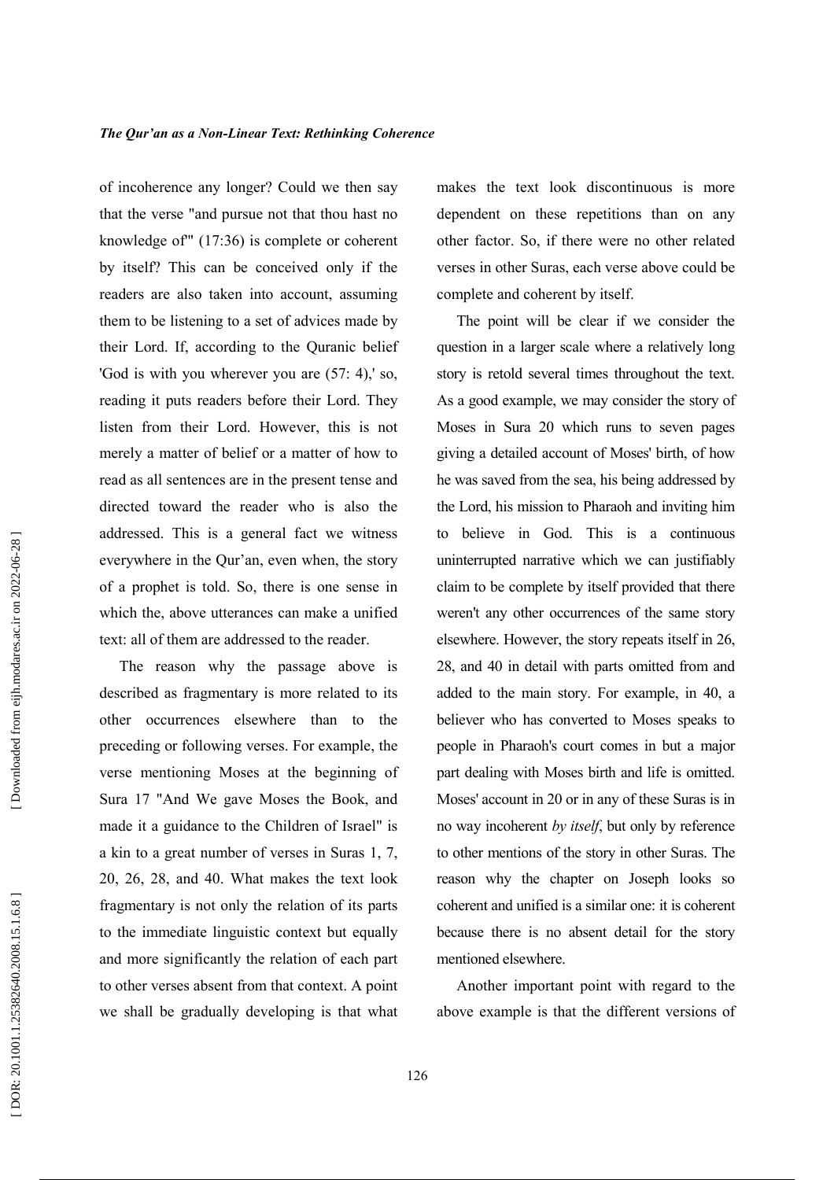of incoherence any longer? Could we then say that the verse "and pursue not that thou hast no knowledge of'" (17:36) is complete or coherent by itself? This can be conceived only if the readers are also taken into account, assuming them to be listening to a set of advices made by their Lord. If, according to the Quranic belief 'God is with you wherever you are (57: 4),' so, reading it puts readers before their Lord. They listen from their Lord. However, this is not merely a matter of belief or a matter of how to read as all sentences are in the present tense and directed toward the reader who is also the addressed. This is a general fact we witness everywhere in the Qur'an, even when, the story of a prophet is told. So, there is one sense in which the, above utterances can make a unified text: all of them are addressed to the reader.

The reason why the passage above is described as fragmentary is more related to its other occurrences elsewhere than to the preceding or following verses. For example, the verse mentioning Moses at the beginning of Sura 17 "And We gave Moses the Book, and made it a guidance to the Children of Israel" is a kin to a great number of verses in Suras 1, 7, 20, 26, 28, and 40. What makes the text look fragmentary is not only the relation of its parts to the immediate linguistic context but equally and more significantly the relation of each part to other verses absent from that context. A point we shall be gradually developing is that what makes the text look discontinuous is more dependent on these repetitions than on any other factor. So, if there were no other related verses in other Suras, each verse above could be complete and coherent by itself.

The point will be clear if we consider the question in a larger scale where a relatively long story is retold several times throughout the text. As a good example, we may consider the story of Moses in Sura 20 which runs to seven pages giving a detailed account of Moses' birth, of how he was saved from the sea, his being addressed by the Lord, his mission to Pharaoh and inviting him to believe in God. This is a continuous uninterrupted narrative which we can justifiably claim to be complete by itself provided that there weren't any other occurrences of the same story elsewhere. However, the story repeats itself in 26, 28, and 40 in detail with parts omitted from and added to the main story. For example, in 40, a believer who has converted to Moses speaks to people in Pharaoh's court comes in but a major part dealing with Moses birth and life is omitted. Moses' account in 20 or in any of these Suras is in no way incoherent *by itself*, but only by reference to other mentions of the story in other Suras. The reason why the chapter on Joseph looks so coherent and unified is a similar one: it is coherent because there is no absent detail for the story mentioned elsewhere.

Another important point with regard to the above example is that the different versions of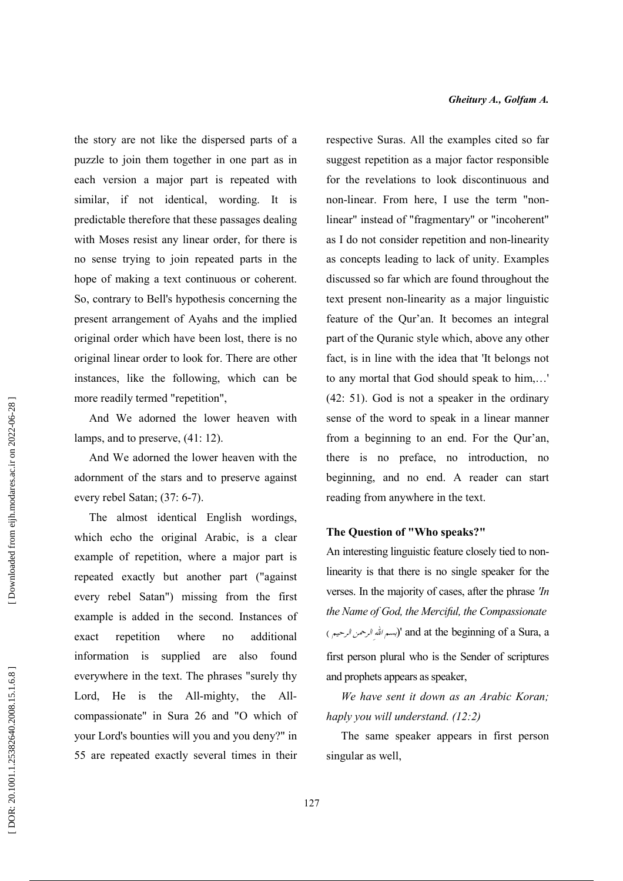the story are not like the dispersed parts of a puzzle to join them together in one part as in each version a major part is repeated with similar, if not identical, wording. It is predictable therefore that these passages dealing with Moses resist any linear order, for there is no sense trying to join repeated parts in the hope of making a text continuous or coherent. So, contrary to Bell's hypothesis concerning the present arrangement of Ayahs and the implied original order which have been lost, there is no original linear order to look for. There are other instances, like the following, which can be more readily termed "repetition",

And We adorned the lower heaven with lamps, and to preserve, (41: 12).

And We adorned the lower heaven with the adornment of the stars and to preserve against every rebel Satan; (37: 6-7).

The almost identical English wordings, which echo the original Arabic, is a clear example of repetition, where a major part is repeated exactly but another part ("against every rebel Satan") missing from the first example is added in the second. Instances of exact repetition where no additional information is supplied are also found everywhere in the text. The phrases "surely thy Lord, He is the All-mighty, the All-compassionate" in Sura 26 and "O which of your Lord's bounties will you and you deny?" in 55 are repeated exactly several times in their respective Suras. All the examples cited so far suggest repetition as a major factor responsible for the revelations to look discontinuous and non-linear. From here, I use the term "non-linear" instead of "fragmentary" or "incoherent" as I do not consider repetition and non-linearity as concepts leading to lack of unity. Examples discussed so far which are found throughout the text present non-linearity as a major linguistic feature of the Qur'an. It becomes an integral part of the Quranic style which, above any other fact, is in line with the idea that 'It belongs not to any mortal that God should speak to him,…' (42: 51). God is not a speaker in the ordinary sense of the word to speak in a linear manner from a beginning to an end. For the Qur'an, there is no preface, no introduction, no beginning, and no end. A reader can start reading from anywhere in the text.

### The Question of "Who speaks?"

An interesting linguistic feature closely tied to non-linearity is that there is no single speaker for the verses. In the majority of cases, after the phrase *'In the Name of God, the Merciful, the Compassionate* (بسم الله الرحمن الرحيم)' and at the beginning of a Sura, a first person plural who is the Sender of scriptures and prophets appears as speaker,

*We have sent it down as an Arabic Koran; haply you will understand. (12:2)*

The same speaker appears in first person singular as well,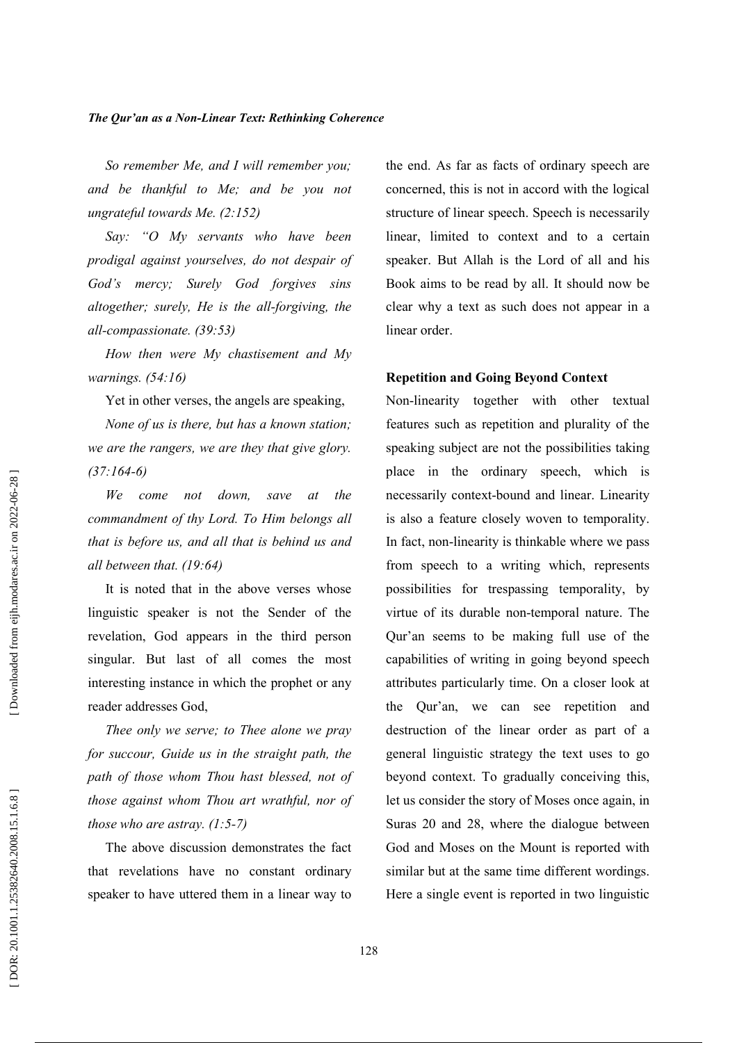*So remember Me, and I will remember you; and be thankful to Me; and be you not ungrateful towards Me. (2:152)*

*Say: "O My servants who have been prodigal against yourselves, do not despair of God's mercy; Surely God forgives sins altogether; surely, He is the all-forgiving, the all-compassionate. (39:53)*

*How then were My chastisement and My warnings. (54:16)*

Yet in other verses, the angels are speaking,

*None of us is there, but has a known station; we are the rangers, we are they that give glory. (37:164-6)*

*We come not down, save at the commandment of thy Lord. To Him belongs all that is before us, and all that is behind us and all between that. (19:64)*

It is noted that in the above verses whose linguistic speaker is not the Sender of the revelation, God appears in the third person singular. But last of all comes the most interesting instance in which the prophet or any reader addresses God,

*Thee only we serve; to Thee alone we pray for succour, Guide us in the straight path, the path of those whom Thou hast blessed, not of those against whom Thou art wrathful, nor of those who are astray. (1:5-7)*

The above discussion demonstrates the fact that revelations have no constant ordinary speaker to have uttered them in a linear way to the end. As far as facts of ordinary speech are concerned, this is not in accord with the logical structure of linear speech. Speech is necessarily linear, limited to context and to a certain speaker. But Allah is the Lord of all and his Book aims to be read by all. It should now be clear why a text as such does not appear in a linear order.

## Repetition and Going Beyond Context

Non-linearity together with other textual features such as repetition and plurality of the speaking subject are not the possibilities taking place in the ordinary speech, which is necessarily context-bound and linear. Linearity is also a feature closely woven to temporality. In fact, non-linearity is thinkable where we pass from speech to a writing which, represents possibilities for trespassing temporality, by virtue of its durable non-temporal nature. The Qur'an seems to be making full use of the capabilities of writing in going beyond speech attributes particularly time. On a closer look at the Qur'an, we can see repetition and destruction of the linear order as part of a general linguistic strategy the text uses to go beyond context. To gradually conceiving this, let us consider the story of Moses once again, in Suras 20 and 28, where the dialogue between God and Moses on the Mount is reported with similar but at the same time different wordings. Here a single event is reported in two linguistic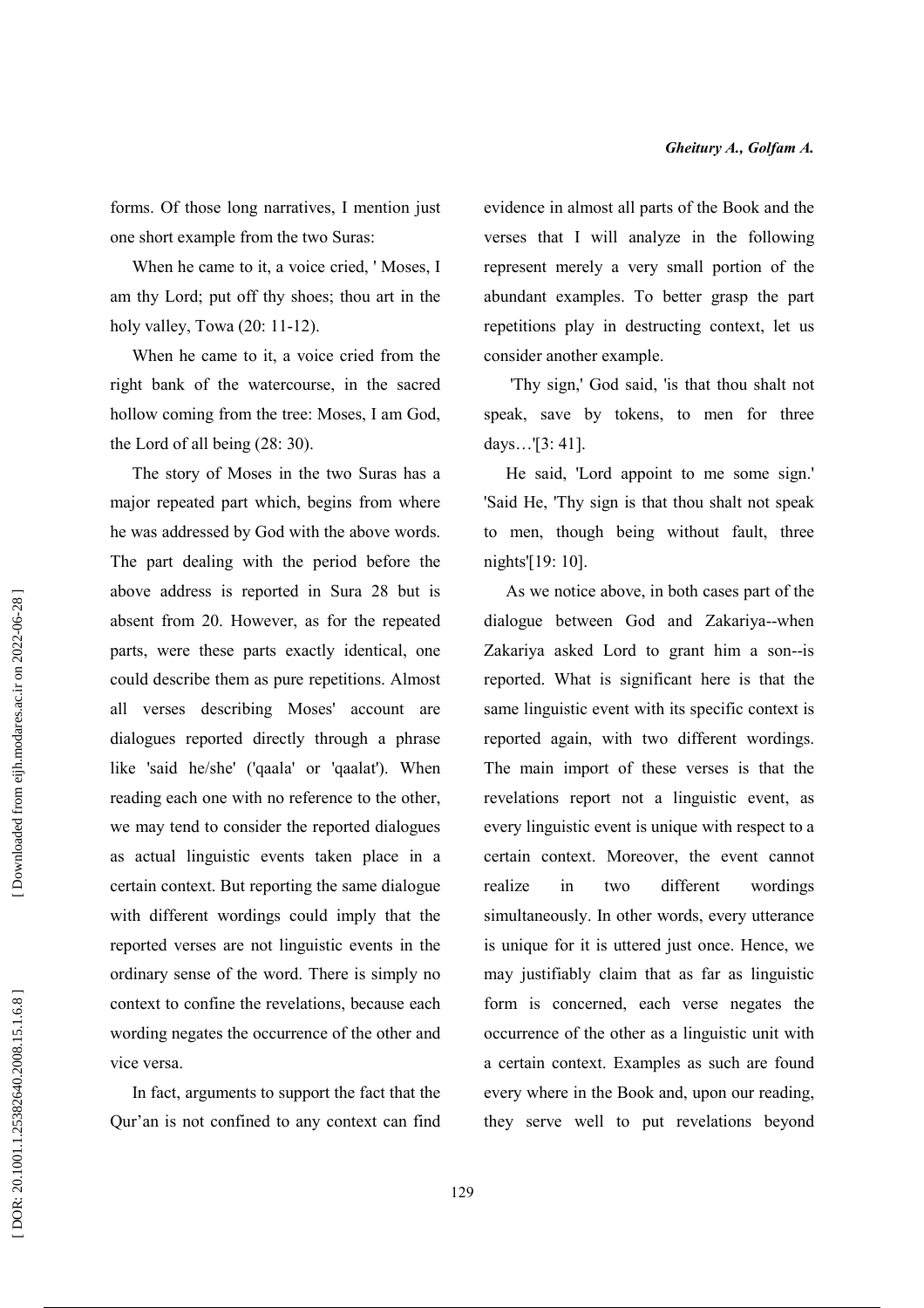forms. Of those long narratives, I mention just one short example from the two Suras:

When he came to it, a voice cried, ' Moses, I am thy Lord; put off thy shoes; thou art in the holy valley, Towa (20: 11-12).

When he came to it, a voice cried from the right bank of the watercourse, in the sacred hollow coming from the tree: Moses, I am God, the Lord of all being (28: 30).

The story of Moses in the two Suras has a major repeated part which, begins from where he was addressed by God with the above words. The part dealing with the period before the above address is reported in Sura 28 but is absent from 20. However, as for the repeated parts, were these parts exactly identical, one could describe them as pure repetitions. Almost all verses describing Moses' account are dialogues reported directly through a phrase like 'said he/she' ('qaala' or 'qaalat'). When reading each one with no reference to the other, we may tend to consider the reported dialogues as actual linguistic events taken place in a certain context. But reporting the same dialogue with different wordings could imply that the reported verses are not linguistic events in the ordinary sense of the word. There is simply no context to confine the revelations, because each wording negates the occurrence of the other and vice versa.

In fact, arguments to support the fact that the Qur'an is not confined to any context can find evidence in almost all parts of the Book and the verses that I will analyze in the following represent merely a very small portion of the abundant examples. To better grasp the part repetitions play in destructing context, let us consider another example.

'Thy sign,' God said, 'is that thou shalt not speak, save by tokens, to men for three days…'[3: 41].

He said, 'Lord appoint to me some sign.' 'Said He, 'Thy sign is that thou shalt not speak to men, though being without fault, three nights'[19: 10].

As we notice above, in both cases part of the dialogue between God and Zakariya--when Zakariya asked Lord to grant him a son--is reported. What is significant here is that the same linguistic event with its specific context is reported again, with two different wordings. The main import of these verses is that the revelations report not a linguistic event, as every linguistic event is unique with respect to a certain context. Moreover, the event cannot realize in two different wordings simultaneously. In other words, every utterance is unique for it is uttered just once. Hence, we may justifiably claim that as far as linguistic form is concerned, each verse negates the occurrence of the other as a linguistic unit with a certain context. Examples as such are found every where in the Book and, upon our reading, they serve well to put revelations beyond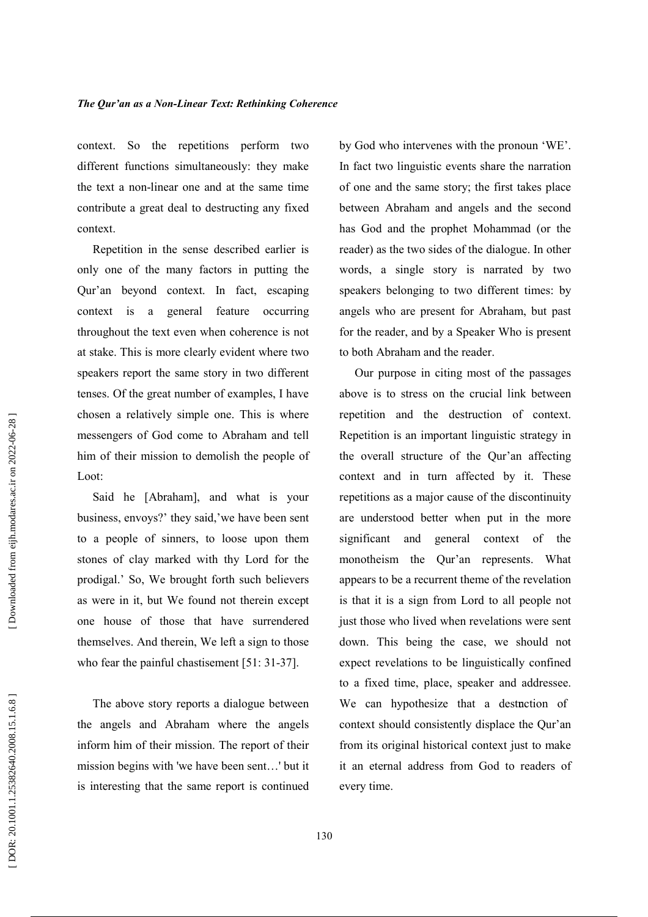context. So the repetitions perform two different functions simultaneously: they make the text a non-linear one and at the same time contribute a great deal to destructing any fixed context.

Repetition in the sense described earlier is only one of the many factors in putting the Qur'an beyond context. In fact, escaping context is a general feature occurring throughout the text even when coherence is not at stake. This is more clearly evident where two speakers report the same story in two different tenses. Of the great number of examples, I have chosen a relatively simple one. This is where messengers of God come to Abraham and tell him of their mission to demolish the people of Loot:

Said he [Abraham], and what is your business, envoys?' they said,'we have been sent to a people of sinners, to loose upon them stones of clay marked with thy Lord for the prodigal.' So, We brought forth such believers as were in it, but We found not therein except one house of those that have surrendered themselves. And therein, We left a sign to those who fear the painful chastisement [51: 31-37].

The above story reports a dialogue between the angels and Abraham where the angels inform him of their mission. The report of their mission begins with 'we have been sent…' but it is interesting that the same report is continued by God who intervenes with the pronoun 'WE'. In fact two linguistic events share the narration of one and the same story; the first takes place between Abraham and angels and the second has God and the prophet Mohammad (or the reader) as the two sides of the dialogue. In other words, a single story is narrated by two speakers belonging to two different times: by angels who are present for Abraham, but past for the reader, and by a Speaker Who is present to both Abraham and the reader.

Our purpose in citing most of the passages above is to stress on the crucial link between repetition and the destruction of context. Repetition is an important linguistic strategy in the overall structure of the Qur'an affecting context and in turn affected by it. These repetitions as a major cause of the discontinuity are understood better when put in the more significant and general context of the monotheism the Qur'an represents. What appears to be a recurrent theme of the revelation is that it is a sign from Lord to all people not just those who lived when revelations were sent down. This being the case, we should not expect revelations to be linguistically confined to a fixed time, place, speaker and addressee. We can hypothesize that a destruction of context should consistently displace the Qur'an from its original historical context just to make it an eternal address from God to readers of every time.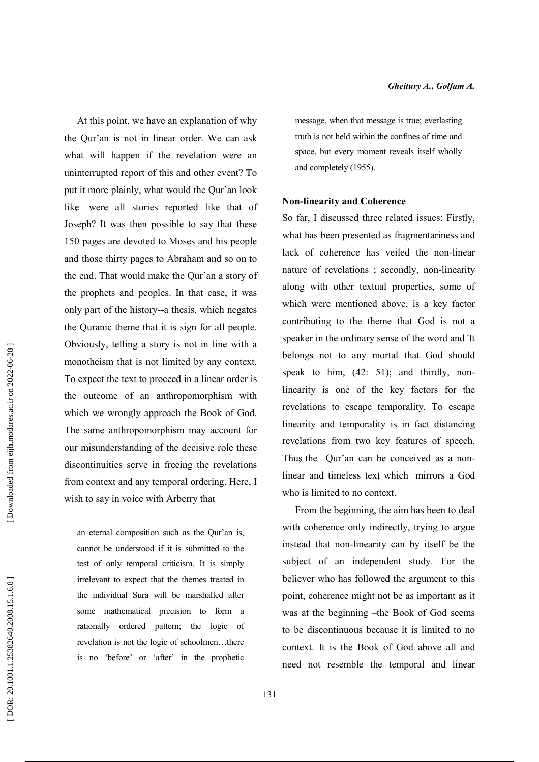At this point, we have an explanation of why the Qur'an is not in linear order. We can ask what will happen if the revelation were an uninterrupted report of this and other event? To put it more plainly, what would the Qur'an look like were all stories reported like that of Joseph? It was then possible to say that these 150 pages are devoted to Moses and his people and those thirty pages to Abraham and so on to the end. That would make the Qur'an a story of the prophets and peoples. In that case, it was only part of the history--a thesis, which negates the Quranic theme that it is sign for all people. Obviously, telling a story is not in line with a monotheism that is not limited by any context. To expect the text to proceed in a linear order is the outcome of an anthropomorphism with which we wrongly approach the Book of God. The same anthropomorphism may account for our misunderstanding of the decisive role these discontinuities serve in freeing the revelations from context and any temporal ordering. Here, I wish to say in voice with Arberry that

> an eternal composition such as the Qur'an is, cannot be understood if it is submitted to the test of only temporal criticism. It is simply irrelevant to expect that the themes treated in the individual Sura will be marshalled after some mathematical precision to form a rationally ordered pattern; the logic of revelation is not the logic of schoolmen…there is no 'before' or 'after' in the prophetic message, when that message is true; everlasting truth is not held within the confines of time and space, but every moment reveals itself wholly and completely (1955).

### Non-linearity and Coherence

So far, I discussed three related issues: Firstly, what has been presented as fragmentariness and lack of coherence has veiled the non-linear nature of revelations ; secondly, non-linearity along with other textual properties, some of which were mentioned above, is a key factor contributing to the theme that God is not a speaker in the ordinary sense of the word and 'It belongs not to any mortal that God should speak to him, (42: 51); and thirdly, non-linearity is one of the key factors for the revelations to escape temporality. To escape linearity and temporality is in fact distancing revelations from two key features of speech. Thus, the Qur'an can be conceived as a non-linear and timeless text, which mirrors a God who is limited to no context.

From the beginning, the aim has been to deal with coherence only indirectly, trying to argue instead that non-linearity can by itself be the subject of an independent study. For the believer who has followed the argument to this point, coherence might not be as important as it was at the beginning –the Book of God seems to be discontinuous because it is limited to no context. It is the Book of God above all and need not resemble the temporal and linear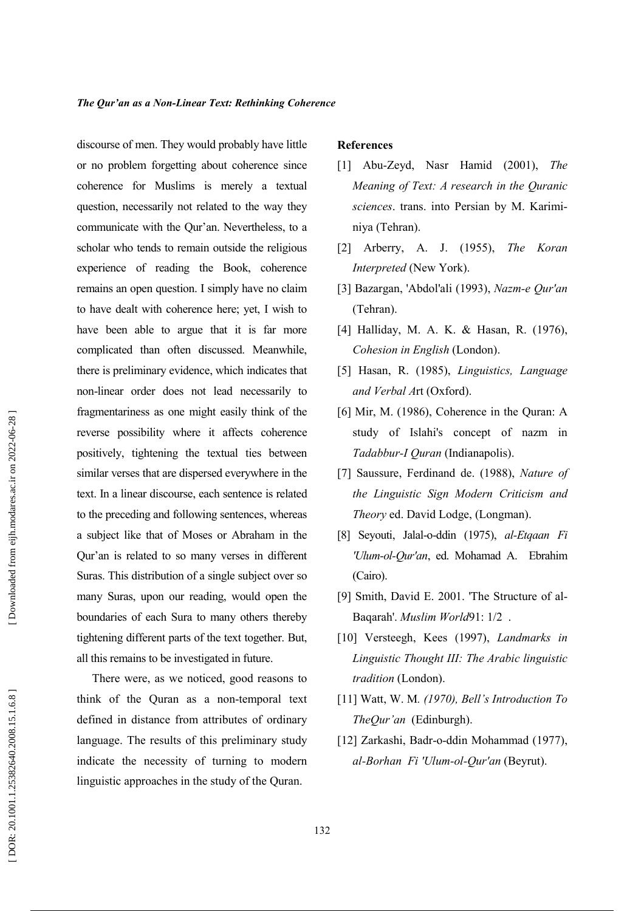discourse of men. They would probably have little or no problem forgetting about coherence since coherence for Muslims is merely a textual question, necessarily not related to the way they communicate with the Qur'an. Nevertheless, to a scholar who tends to remain outside the religious experience of reading the Book, coherence remains an open question. I simply have no claim to have dealt with coherence here; yet, I wish to have been able to argue that it is far more complicated than often discussed. Meanwhile, there is preliminary evidence, which indicates that non-linear order does not lead necessarily to fragmentariness as one might easily think of the reverse possibility where it affects coherence positively, tightening the textual ties between similar verses that are dispersed everywhere in the text. In a linear discourse, each sentence is related to the preceding and following sentences, whereas a subject like that of Moses or Abraham in the Qur'an is related to so many verses in different Suras. This distribution of a single subject over so many Suras, upon our reading, would open the boundaries of each Sura to many others thereby tightening different parts of the text together. But, all this remains to be investigated in future.

There were, as we noticed, good reasons to think of the Quran as a non-temporal text defined in distance from attributes of ordinary language. The results of this preliminary study indicate the necessity of turning to modern linguistic approaches in the study of the Quran.

## References

[1] Abu-Zeyd, Nasr Hamid (2001), *The Meaning of Text: A research in the Quranic sciences*. trans. into Persian by M. Karimi-niya (Tehran).

[2] Arberry, A. J. (1955), *The Koran Interpreted* (New York).

[3] Bazargan, 'Abdol'ali (1993), *Nazm-e Qur'an* (Tehran).

[4] Halliday, M. A. K. & Hasan, R. (1976), *Cohesion in English* (London).

[5] Hasan, R. (1985), *Linguistics, Language and Verbal Ar*t (Oxford).

[6] Mir, M. (1986), Coherence in the Quran: A study of Islahi's concept of nazm in *Tadabbur-I Quran* (Indianapolis).

[7] Saussure, Ferdinand de. (1988), *Nature of the Linguistic Sign Modern Criticism and Theory* ed. David Lodge, (Longman).

[8] Seyouti, Jalal-o-ddin (1975), *al-Etqaan Fi 'Ulum-ol-Qur'an*, ed. Mohamad A. Ebrahim (Cairo).

[9] Smith, David E. 2001. 'The Structure of al-Baqarah'. *Muslim World*91: 1/2 .

[10] Versteegh, Kees (1997), *Landmarks in Linguistic Thought III: The Arabic linguistic tradition* (London).

[11] Watt, W. M. *(1970), Bell's Introduction To TheQur'an* (Edinburgh).

[12] Zarkashi, Badr-o-ddin Mohammad (1977), *al-Borhan Fi 'Ulum-ol-Qur'an* (Beyrut).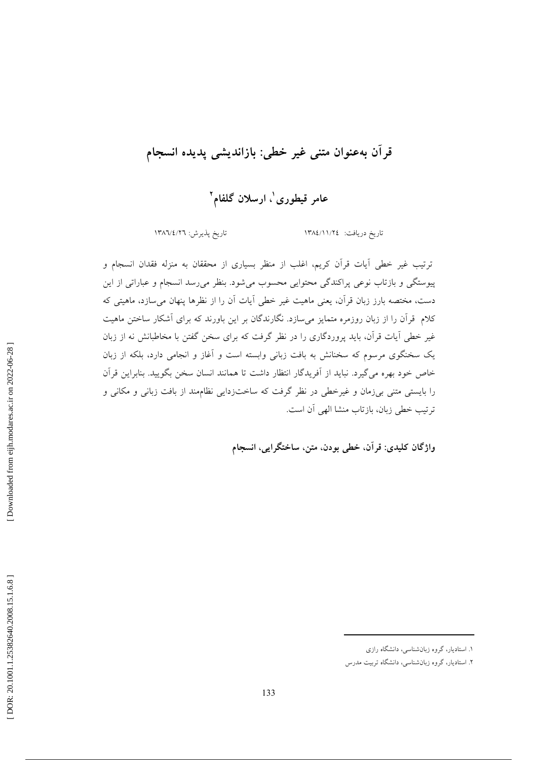# قرآن به‌عنوان متنی غیر خطی: بازاندیشی پدیده انسجام

**عامر قیطوری[1]، ارسلان گلفام[2]**

تاریخ دریافت: ۱۳۸٤/۱۱/۲٤ تاریخ پذیرش: ۱۳۸٦/٤/۲٦

ترتیب غیر خطی آیات قرآن کریم، اغلب از منظر بسیاری از محققان به منزله فقدان انسجام و پیوستگی و بازتاب نوعی پراکندگی محتوایی محسوب می‌شود. بنظر می‌رسد انسجام و عباراتی از این دست، مختصه بارز زبان قرآن، یعنی ماهیت غیر خطی آیات آن را از نظرها پنهان می‌سازد، ماهیتی که کلام قرآن را از زبان روزمره متمایز می‌سازد. نگارندگان بر این باورند که برای آشکار ساختن ماهیت غیر خطی آیات قرآن، باید پروردگاری را در نظر گرفت که برای سخن گفتن با مخاطبانش نه از زبان یک سخنگوی مرسوم که سخنانش به بافت زبانی وابسته است و آغاز و انجامی دارد، بلکه از زبان خاص خود بهره می‌گیرد. نباید از آفریدگار انتظار داشت تا همانند انسان سخن بگویید. بنابراین قرآن را بایستی متنی بی‌زمان و غیرخطی در نظر گرفت که ساخت‌زدایی نظام‌مند از بافت زبانی و مکانی و ترتیب خطی زبان، بازتاب منشا الهی آن است.

**واژگان کلیدی: قرآن، خطی بودن، متن، ساختگرایی، انسجام**

---

۱. استادیار، گروه زبان‌شناسی، دانشگاه رازی

۲. استادیار، گروه زبان‌شناسی، دانشگاه تربیت مدرس